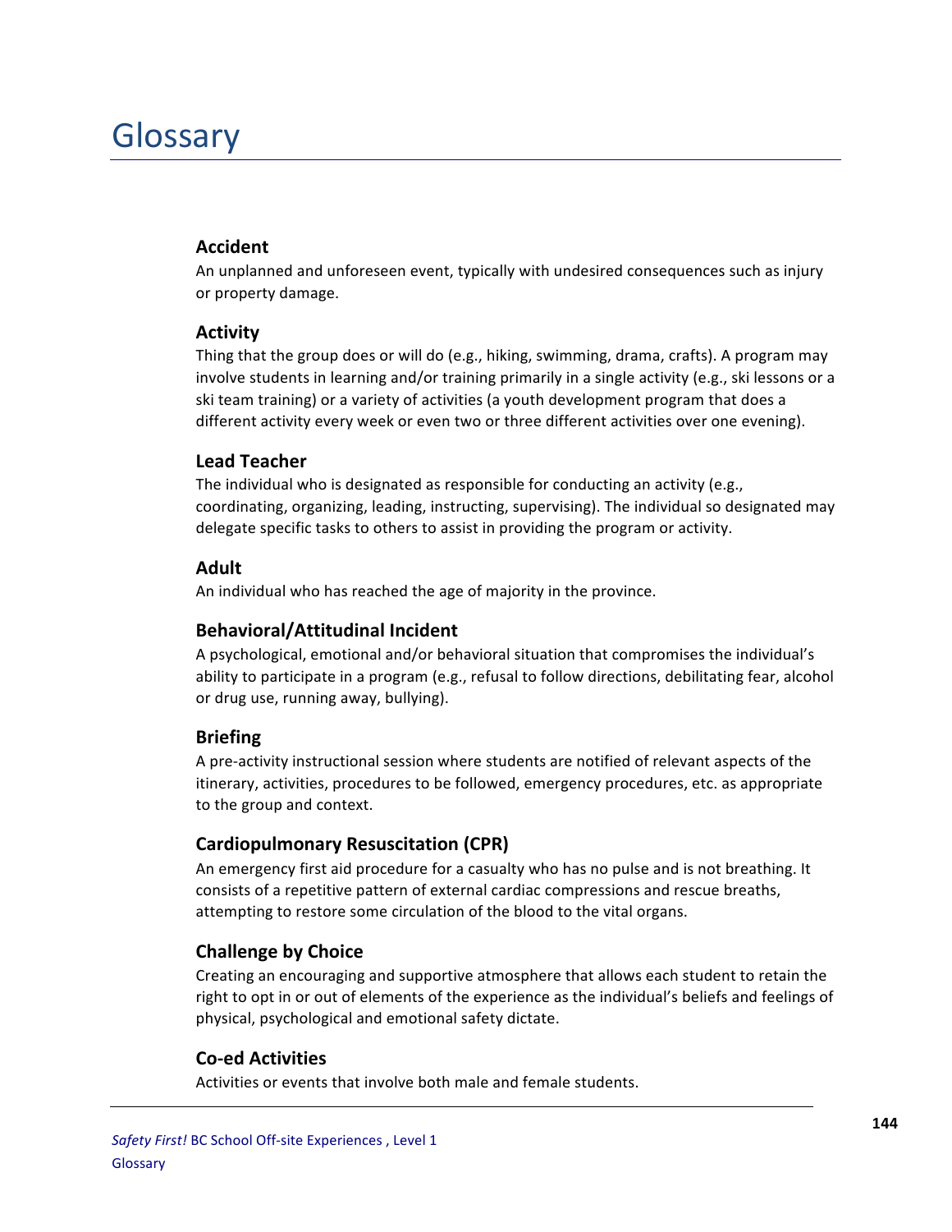# Glossary

### Accident

An unplanned and unforeseen event, typically with undesired consequences such as injury or property damage.

### Activity

Thing that the group does or will do (e.g., hiking, swimming, drama, crafts). A program may involve students in learning and/or training primarily in a single activity (e.g., ski lessons or a ski team training) or a variety of activities (a youth development program that does a different activity every week or even two or three different activities over one evening).

### Lead Teacher

The individual who is designated as responsible for conducting an activity (e.g., coordinating, organizing, leading, instructing, supervising). The individual so designated may delegate specific tasks to others to assist in providing the program or activity.

### Adult

An individual who has reached the age of majority in the province.

### Behavioral/Attitudinal Incident

A psychological, emotional and/or behavioral situation that compromises the individual's ability to participate in a program (e.g., refusal to follow directions, debilitating fear, alcohol or drug use, running away, bullying).

### Briefing

A pre-activity instructional session where students are notified of relevant aspects of the itinerary, activities, procedures to be followed, emergency procedures, etc. as appropriate to the group and context.

### Cardiopulmonary Resuscitation (CPR)

An emergency first aid procedure for a casualty who has no pulse and is not breathing. It consists of a repetitive pattern of external cardiac compressions and rescue breaths, attempting to restore some circulation of the blood to the vital organs.

### Challenge by Choice

Creating an encouraging and supportive atmosphere that allows each student to retain the right to opt in or out of elements of the experience as the individual's beliefs and feelings of physical, psychological and emotional safety dictate.

### Co-ed Activities

Activities or events that involve both male and female students.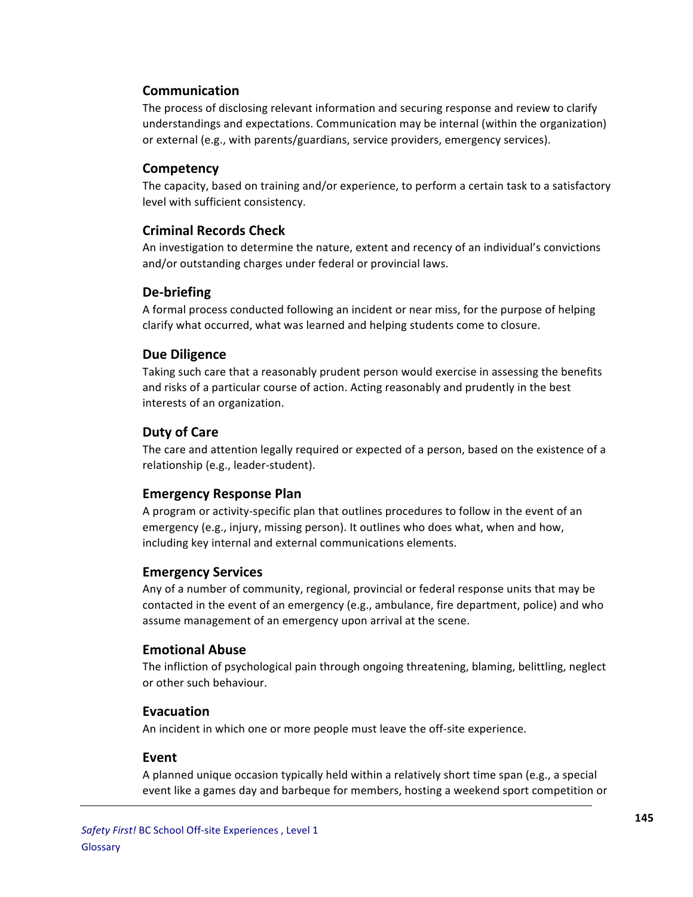### Communication

The process of disclosing relevant information and securing response and review to clarify understandings and expectations. Communication may be internal (within the organization) or external (e.g., with parents/guardians, service providers, emergency services).

### Competency

The capacity, based on training and/or experience, to perform a certain task to a satisfactory level with sufficient consistency.

### Criminal Records Check

An investigation to determine the nature, extent and recency of an individual's convictions and/or outstanding charges under federal or provincial laws.

### De-briefing

A formal process conducted following an incident or near miss, for the purpose of helping clarify what occurred, what was learned and helping students come to closure.

### Due Diligence

Taking such care that a reasonably prudent person would exercise in assessing the benefits and risks of a particular course of action. Acting reasonably and prudently in the best interests of an organization.

### Duty of Care

The care and attention legally required or expected of a person, based on the existence of a relationship (e.g., leader-student).

### Emergency Response Plan

A program or activity-specific plan that outlines procedures to follow in the event of an emergency (e.g., injury, missing person). It outlines who does what, when and how, including key internal and external communications elements.

### Emergency Services

Any of a number of community, regional, provincial or federal response units that may be contacted in the event of an emergency (e.g., ambulance, fire department, police) and who assume management of an emergency upon arrival at the scene.

### Emotional Abuse

The infliction of psychological pain through ongoing threatening, blaming, belittling, neglect or other such behaviour.

### Evacuation

An incident in which one or more people must leave the off-site experience.

### Event

A planned unique occasion typically held within a relatively short time span (e.g., a special event like a games day and barbeque for members, hosting a weekend sport competition or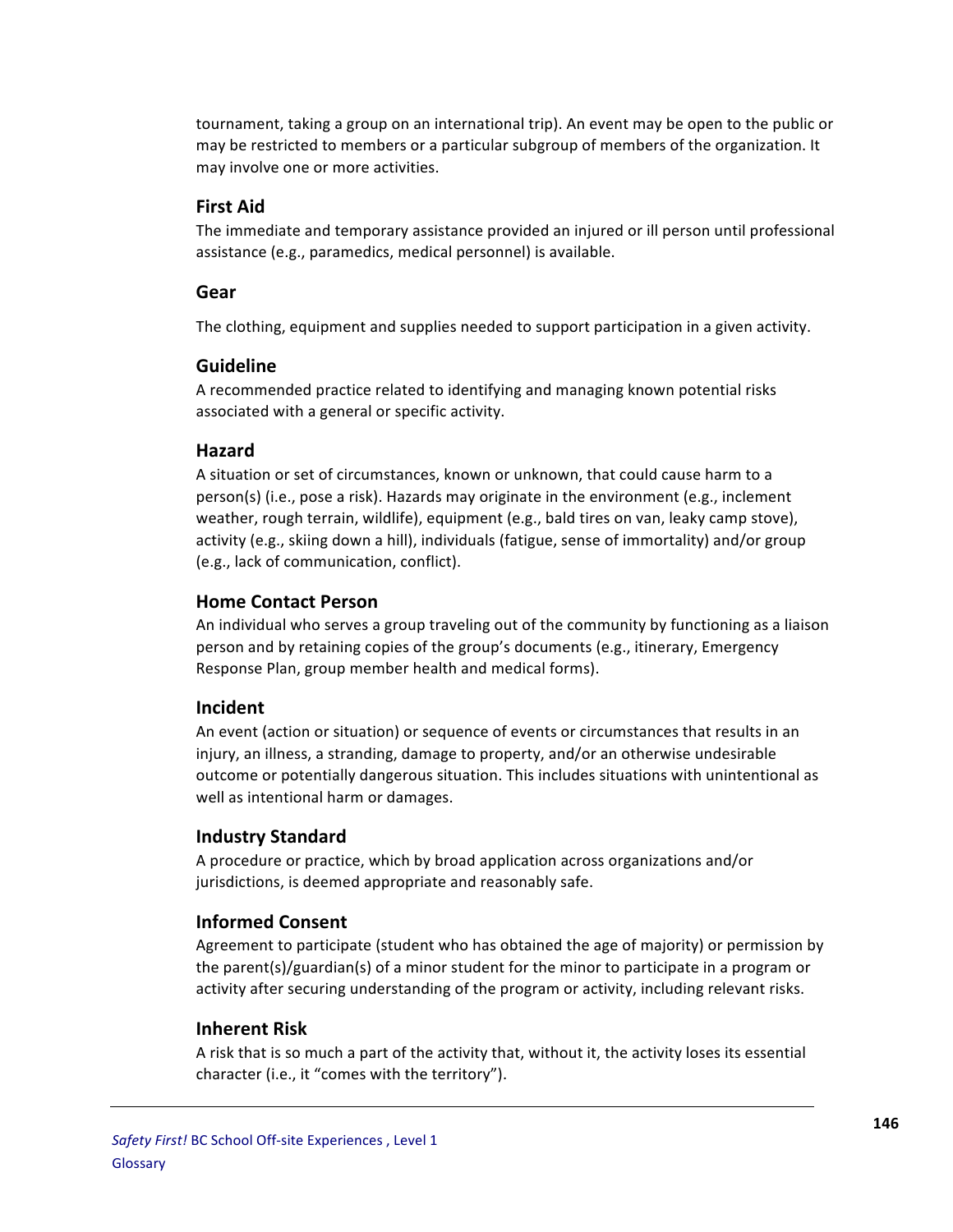tournament, taking a group on an international trip). An event may be open to the public or may be restricted to members or a particular subgroup of members of the organization. It may involve one or more activities.

### First Aid

The immediate and temporary assistance provided an injured or ill person until professional assistance (e.g., paramedics, medical personnel) is available.

### Gear

The clothing, equipment and supplies needed to support participation in a given activity.

### Guideline

A recommended practice related to identifying and managing known potential risks associated with a general or specific activity.

### Hazard

A situation or set of circumstances, known or unknown, that could cause harm to a person(s) (i.e., pose a risk). Hazards may originate in the environment (e.g., inclement weather, rough terrain, wildlife), equipment (e.g., bald tires on van, leaky camp stove), activity (e.g., skiing down a hill), individuals (fatigue, sense of immortality) and/or group (e.g., lack of communication, conflict).

### Home Contact Person

An individual who serves a group traveling out of the community by functioning as a liaison person and by retaining copies of the group's documents (e.g., itinerary, Emergency Response Plan, group member health and medical forms).

### Incident

An event (action or situation) or sequence of events or circumstances that results in an injury, an illness, a stranding, damage to property, and/or an otherwise undesirable outcome or potentially dangerous situation. This includes situations with unintentional as well as intentional harm or damages.

### Industry Standard

A procedure or practice, which by broad application across organizations and/or jurisdictions, is deemed appropriate and reasonably safe.

### Informed Consent

Agreement to participate (student who has obtained the age of majority) or permission by the parent(s)/guardian(s) of a minor student for the minor to participate in a program or activity after securing understanding of the program or activity, including relevant risks.

### Inherent Risk

A risk that is so much a part of the activity that, without it, the activity loses its essential character (i.e., it "comes with the territory").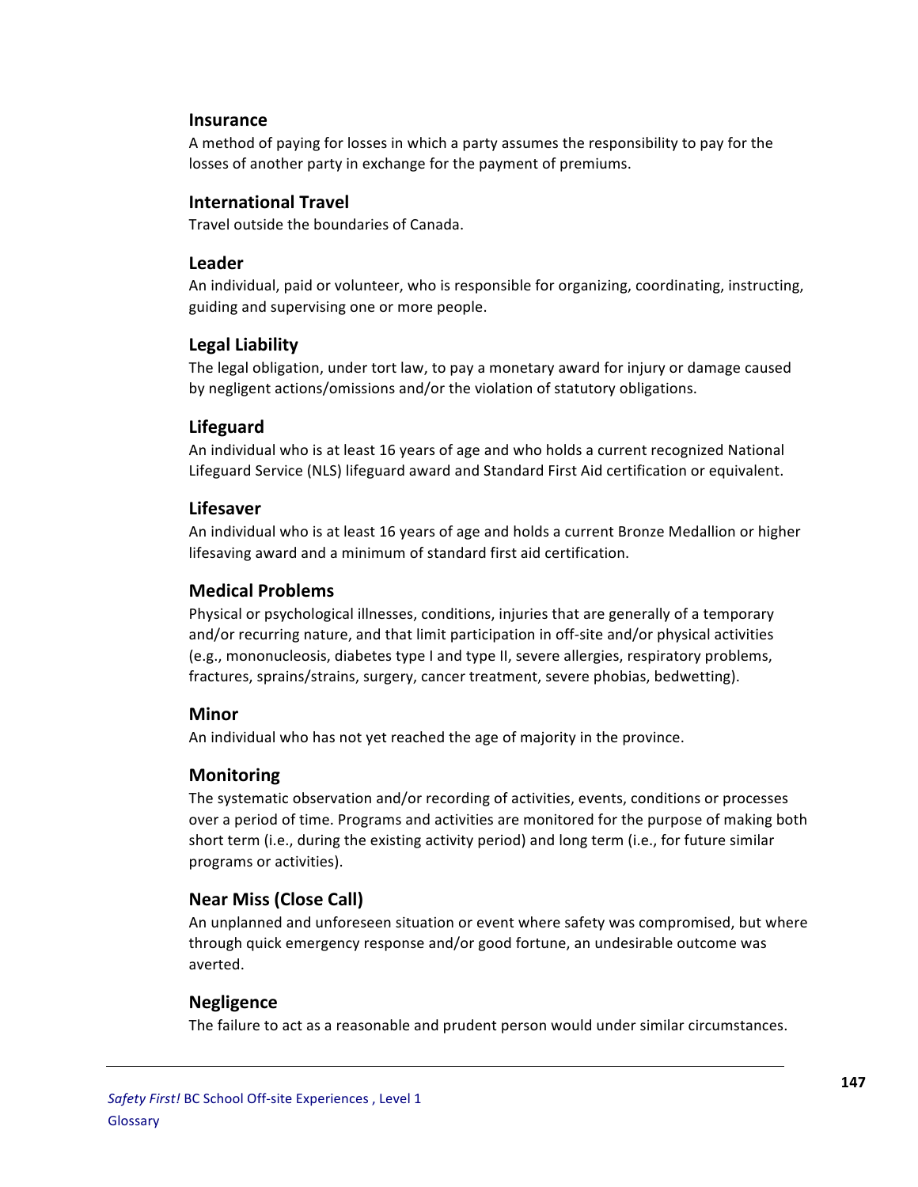### Insurance

A method of paying for losses in which a party assumes the responsibility to pay for the losses of another party in exchange for the payment of premiums.

### International Travel

Travel outside the boundaries of Canada.

### Leader

An individual, paid or volunteer, who is responsible for organizing, coordinating, instructing, guiding and supervising one or more people.

### Legal Liability

The legal obligation, under tort law, to pay a monetary award for injury or damage caused by negligent actions/omissions and/or the violation of statutory obligations.

### Lifeguard

An individual who is at least 16 years of age and who holds a current recognized National Lifeguard Service (NLS) lifeguard award and Standard First Aid certification or equivalent.

### Lifesaver

An individual who is at least 16 years of age and holds a current Bronze Medallion or higher lifesaving award and a minimum of standard first aid certification.

### Medical Problems

Physical or psychological illnesses, conditions, injuries that are generally of a temporary and/or recurring nature, and that limit participation in off-site and/or physical activities (e.g., mononucleosis, diabetes type I and type II, severe allergies, respiratory problems, fractures, sprains/strains, surgery, cancer treatment, severe phobias, bedwetting).

### Minor

An individual who has not yet reached the age of majority in the province.

### Monitoring

The systematic observation and/or recording of activities, events, conditions or processes over a period of time. Programs and activities are monitored for the purpose of making both short term (i.e., during the existing activity period) and long term (i.e., for future similar programs or activities).

### Near Miss (Close Call)

An unplanned and unforeseen situation or event where safety was compromised, but where through quick emergency response and/or good fortune, an undesirable outcome was averted.

### Negligence

The failure to act as a reasonable and prudent person would under similar circumstances.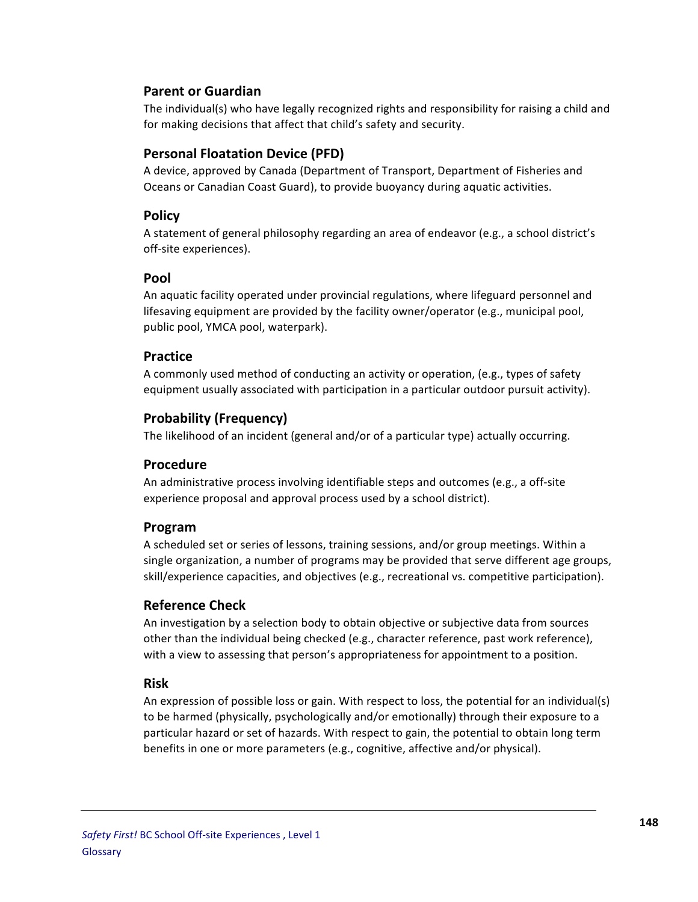### Parent or Guardian

The individual(s) who have legally recognized rights and responsibility for raising a child and for making decisions that affect that child's safety and security.

### Personal Floatation Device (PFD)

A device, approved by Canada (Department of Transport, Department of Fisheries and Oceans or Canadian Coast Guard), to provide buoyancy during aquatic activities.

### Policy

A statement of general philosophy regarding an area of endeavor (e.g., a school district's off-site experiences).

### Pool

An aquatic facility operated under provincial regulations, where lifeguard personnel and lifesaving equipment are provided by the facility owner/operator (e.g., municipal pool, public pool, YMCA pool, waterpark).

### Practice

A commonly used method of conducting an activity or operation, (e.g., types of safety equipment usually associated with participation in a particular outdoor pursuit activity).

### Probability (Frequency)

The likelihood of an incident (general and/or of a particular type) actually occurring.

### Procedure

An administrative process involving identifiable steps and outcomes (e.g., a off-site experience proposal and approval process used by a school district).

### Program

A scheduled set or series of lessons, training sessions, and/or group meetings. Within a single organization, a number of programs may be provided that serve different age groups, skill/experience capacities, and objectives (e.g., recreational vs. competitive participation).

### Reference Check

An investigation by a selection body to obtain objective or subjective data from sources other than the individual being checked (e.g., character reference, past work reference), with a view to assessing that person's appropriateness for appointment to a position.

### Risk

An expression of possible loss or gain. With respect to loss, the potential for an individual(s) to be harmed (physically, psychologically and/or emotionally) through their exposure to a particular hazard or set of hazards. With respect to gain, the potential to obtain long term benefits in one or more parameters (e.g., cognitive, affective and/or physical).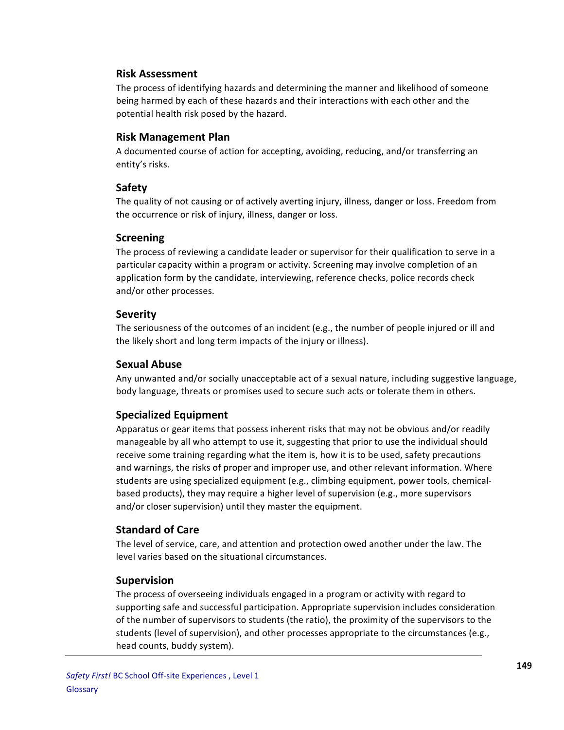### Risk Assessment

The process of identifying hazards and determining the manner and likelihood of someone being harmed by each of these hazards and their interactions with each other and the potential health risk posed by the hazard.

### Risk Management Plan

A documented course of action for accepting, avoiding, reducing, and/or transferring an entity's risks.

### Safety

The quality of not causing or of actively averting injury, illness, danger or loss. Freedom from the occurrence or risk of injury, illness, danger or loss.

### Screening

The process of reviewing a candidate leader or supervisor for their qualification to serve in a particular capacity within a program or activity. Screening may involve completion of an application form by the candidate, interviewing, reference checks, police records check and/or other processes.

### Severity

The seriousness of the outcomes of an incident (e.g., the number of people injured or ill and the likely short and long term impacts of the injury or illness).

### Sexual Abuse

Any unwanted and/or socially unacceptable act of a sexual nature, including suggestive language, body language, threats or promises used to secure such acts or tolerate them in others.

### Specialized Equipment

Apparatus or gear items that possess inherent risks that may not be obvious and/or readily manageable by all who attempt to use it, suggesting that prior to use the individual should receive some training regarding what the item is, how it is to be used, safety precautions and warnings, the risks of proper and improper use, and other relevant information. Where students are using specialized equipment (e.g., climbing equipment, power tools, chemical-based products), they may require a higher level of supervision (e.g., more supervisors and/or closer supervision) until they master the equipment.

### Standard of Care

The level of service, care, and attention and protection owed another under the law. The level varies based on the situational circumstances.

### Supervision

The process of overseeing individuals engaged in a program or activity with regard to supporting safe and successful participation. Appropriate supervision includes consideration of the number of supervisors to students (the ratio), the proximity of the supervisors to the students (level of supervision), and other processes appropriate to the circumstances (e.g., head counts, buddy system).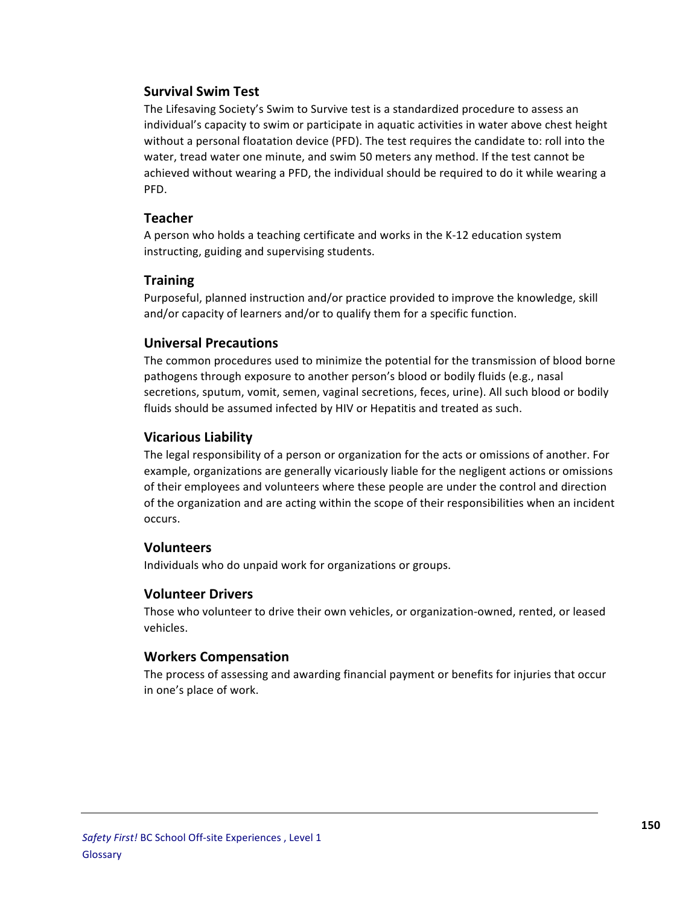### Survival Swim Test

The Lifesaving Society's Swim to Survive test is a standardized procedure to assess an individual's capacity to swim or participate in aquatic activities in water above chest height without a personal floatation device (PFD). The test requires the candidate to: roll into the water, tread water one minute, and swim 50 meters any method. If the test cannot be achieved without wearing a PFD, the individual should be required to do it while wearing a PFD.

### Teacher

A person who holds a teaching certificate and works in the K-12 education system instructing, guiding and supervising students.

### Training

Purposeful, planned instruction and/or practice provided to improve the knowledge, skill and/or capacity of learners and/or to qualify them for a specific function.

### Universal Precautions

The common procedures used to minimize the potential for the transmission of blood borne pathogens through exposure to another person's blood or bodily fluids (e.g., nasal secretions, sputum, vomit, semen, vaginal secretions, feces, urine). All such blood or bodily fluids should be assumed infected by HIV or Hepatitis and treated as such.

### Vicarious Liability

The legal responsibility of a person or organization for the acts or omissions of another. For example, organizations are generally vicariously liable for the negligent actions or omissions of their employees and volunteers where these people are under the control and direction of the organization and are acting within the scope of their responsibilities when an incident occurs.

### Volunteers

Individuals who do unpaid work for organizations or groups.

### Volunteer Drivers

Those who volunteer to drive their own vehicles, or organization-owned, rented, or leased vehicles.

### Workers Compensation

The process of assessing and awarding financial payment or benefits for injuries that occur in one's place of work.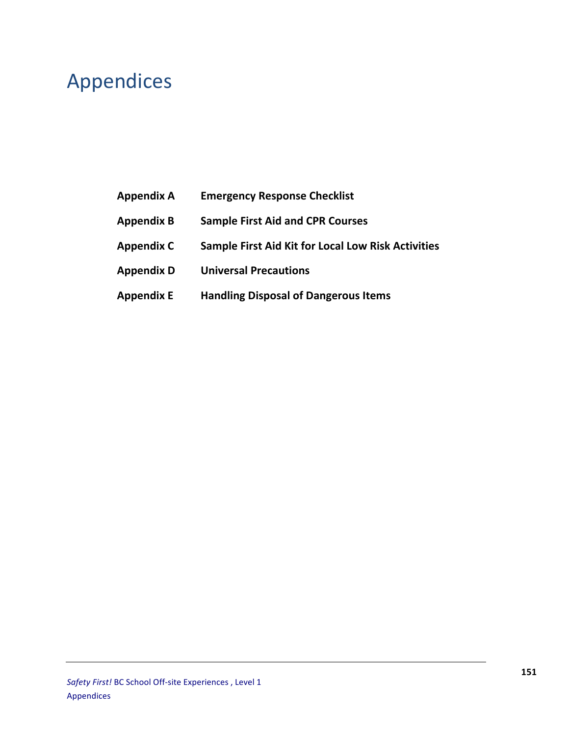# Appendices

| | |
|---|---|
| **Appendix A** | **Emergency Response Checklist** |
| **Appendix B** | **Sample First Aid and CPR Courses** |
| **Appendix C** | **Sample First Aid Kit for Local Low Risk Activities** |
| **Appendix D** | **Universal Precautions** |
| **Appendix E** | **Handling Disposal of Dangerous Items** |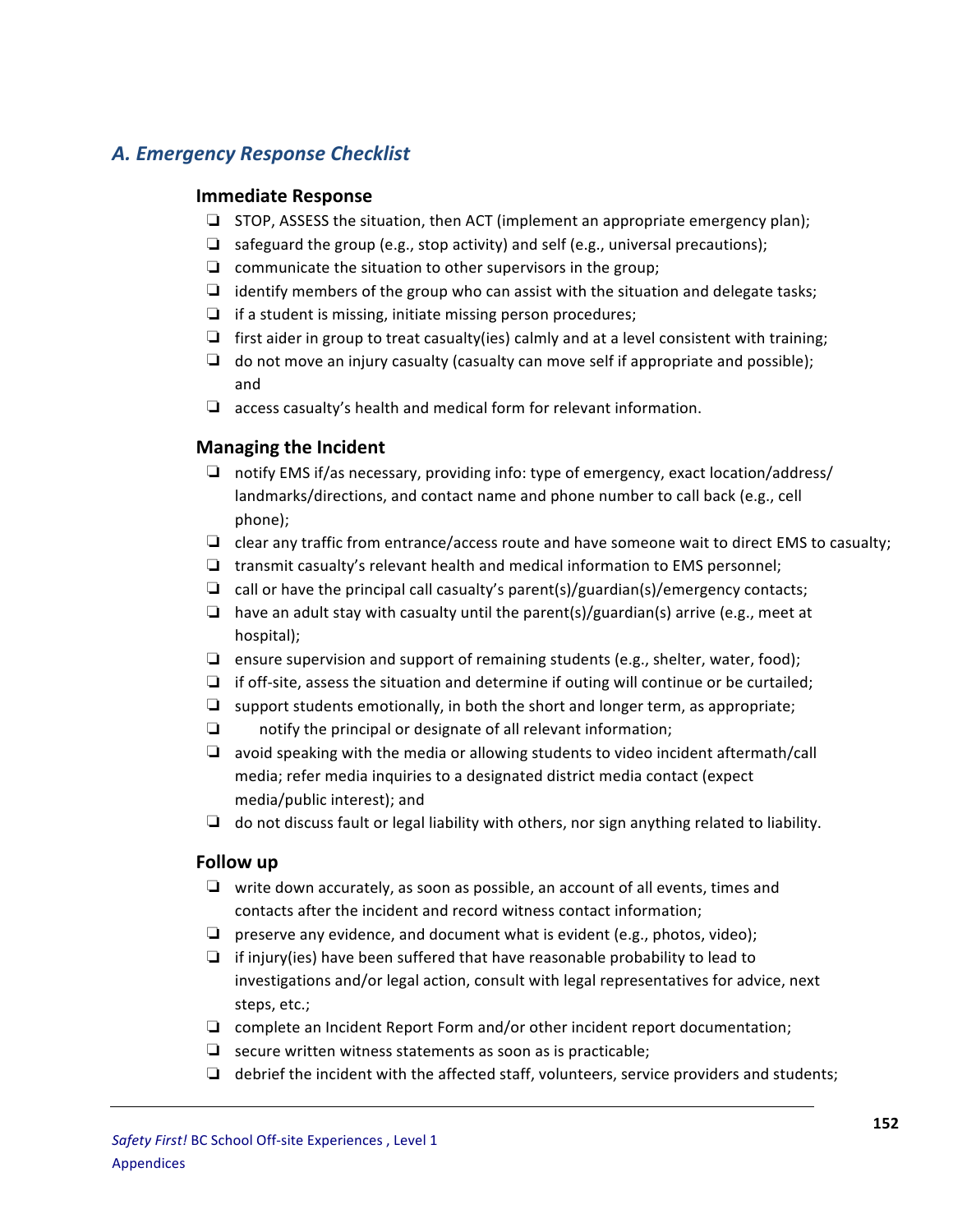## A. Emergency Response Checklist

### Immediate Response

- ❑ STOP, ASSESS the situation, then ACT (implement an appropriate emergency plan);
- ❑ safeguard the group (e.g., stop activity) and self (e.g., universal precautions);
- ❑ communicate the situation to other supervisors in the group;
- ❑ identify members of the group who can assist with the situation and delegate tasks;
- ❑ if a student is missing, initiate missing person procedures;
- ❑ first aider in group to treat casualty(ies) calmly and at a level consistent with training;
- ❑ do not move an injury casualty (casualty can move self if appropriate and possible); and
- ❑ access casualty's health and medical form for relevant information.

### Managing the Incident

- ❑ notify EMS if/as necessary, providing info: type of emergency, exact location/address/ landmarks/directions, and contact name and phone number to call back (e.g., cell phone);
- ❑ clear any traffic from entrance/access route and have someone wait to direct EMS to casualty;
- ❑ transmit casualty's relevant health and medical information to EMS personnel;
- ❑ call or have the principal call casualty's parent(s)/guardian(s)/emergency contacts;
- ❑ have an adult stay with casualty until the parent(s)/guardian(s) arrive (e.g., meet at hospital);
- ❑ ensure supervision and support of remaining students (e.g., shelter, water, food);
- ❑ if off-site, assess the situation and determine if outing will continue or be curtailed;
- ❑ support students emotionally, in both the short and longer term, as appropriate;
- ❑ notify the principal or designate of all relevant information;
- ❑ avoid speaking with the media or allowing students to video incident aftermath/call media; refer media inquiries to a designated district media contact (expect media/public interest); and
- ❑ do not discuss fault or legal liability with others, nor sign anything related to liability.

### Follow up

- ❑ write down accurately, as soon as possible, an account of all events, times and contacts after the incident and record witness contact information;
- ❑ preserve any evidence, and document what is evident (e.g., photos, video);
- ❑ if injury(ies) have been suffered that have reasonable probability to lead to investigations and/or legal action, consult with legal representatives for advice, next steps, etc.;
- ❑ complete an Incident Report Form and/or other incident report documentation;
- ❑ secure written witness statements as soon as is practicable;
- ❑ debrief the incident with the affected staff, volunteers, service providers and students;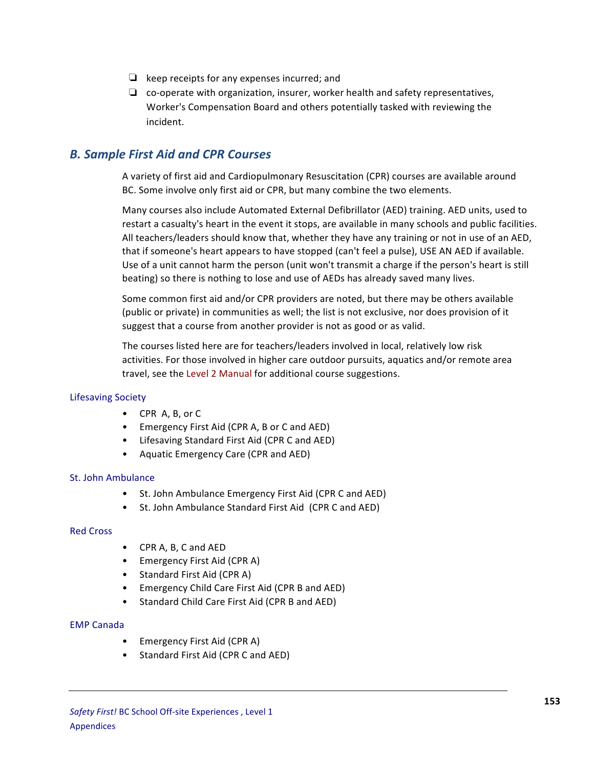- ❏ keep receipts for any expenses incurred; and
- ❏ co-operate with organization, insurer, worker health and safety representatives, Worker's Compensation Board and others potentially tasked with reviewing the incident.

## *B. Sample First Aid and CPR Courses*

A variety of first aid and Cardiopulmonary Resuscitation (CPR) courses are available around BC. Some involve only first aid or CPR, but many combine the two elements.

Many courses also include Automated External Defibrillator (AED) training. AED units, used to restart a casualty's heart in the event it stops, are available in many schools and public facilities. All teachers/leaders should know that, whether they have any training or not in use of an AED, that if someone's heart appears to have stopped (can't feel a pulse), USE AN AED if available. Use of a unit cannot harm the person (unit won't transmit a charge if the person's heart is still beating) so there is nothing to lose and use of AEDs has already saved many lives.

Some common first aid and/or CPR providers are noted, but there may be others available (public or private) in communities as well; the list is not exclusive, nor does provision of it suggest that a course from another provider is not as good or as valid.

The courses listed here are for teachers/leaders involved in local, relatively low risk activities. For those involved in higher care outdoor pursuits, aquatics and/or remote area travel, see the Level 2 Manual for additional course suggestions.

### Lifesaving Society

- CPR A, B, or C
- Emergency First Aid (CPR A, B or C and AED)
- Lifesaving Standard First Aid (CPR C and AED)
- Aquatic Emergency Care (CPR and AED)

### St. John Ambulance

- St. John Ambulance Emergency First Aid (CPR C and AED)
- St. John Ambulance Standard First Aid (CPR C and AED)

### Red Cross

- CPR A, B, C and AED
- Emergency First Aid (CPR A)
- Standard First Aid (CPR A)
- Emergency Child Care First Aid (CPR B and AED)
- Standard Child Care First Aid (CPR B and AED)

### EMP Canada

- Emergency First Aid (CPR A)
- Standard First Aid (CPR C and AED)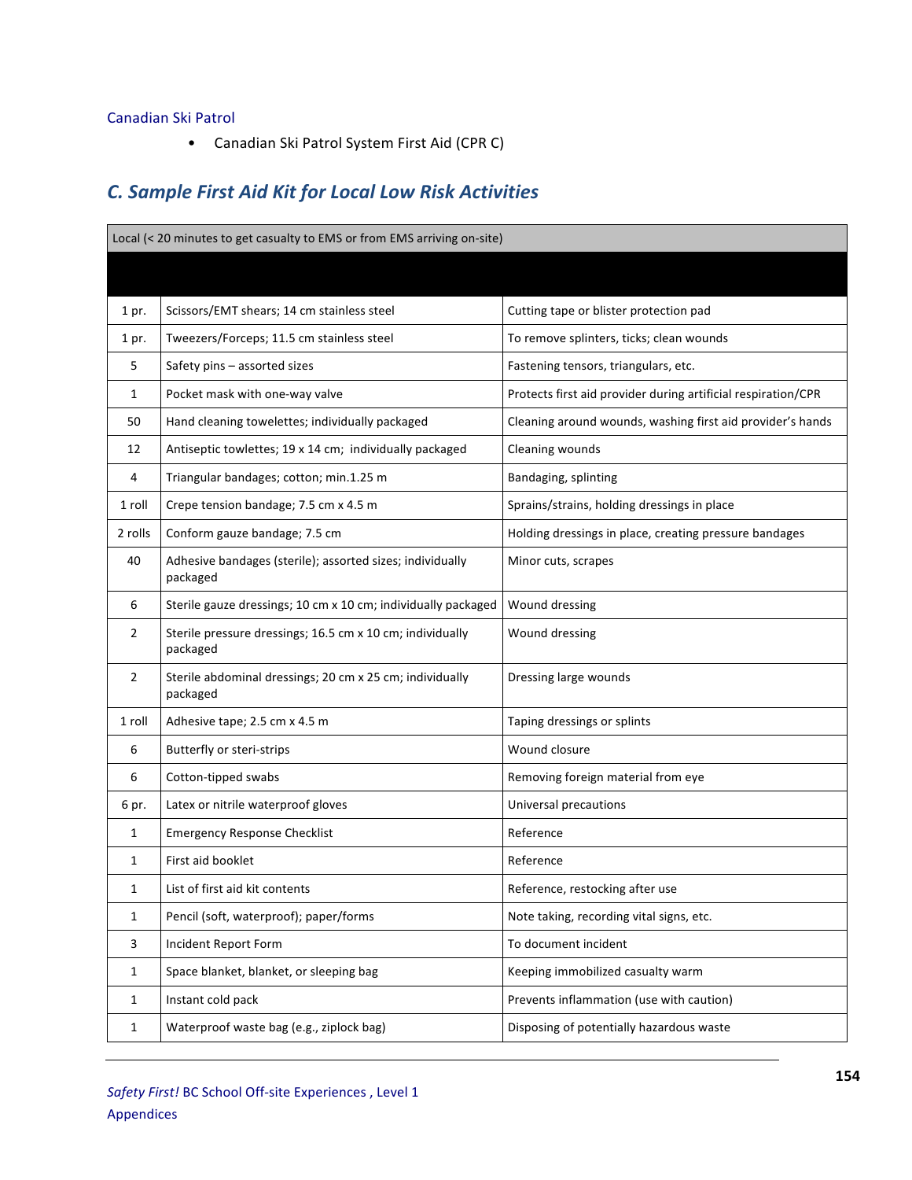Canadian Ski Patrol

- Canadian Ski Patrol System First Aid (CPR C)

## C. Sample First Aid Kit for Local Low Risk Activities

| Local (< 20 minutes to get casualty to EMS or from EMS arriving on-site) | | |
|---|---|---|
| | | |
| 1 pr. | Scissors/EMT shears; 14 cm stainless steel | Cutting tape or blister protection pad |
| 1 pr. | Tweezers/Forceps; 11.5 cm stainless steel | To remove splinters, ticks; clean wounds |
| 5 | Safety pins – assorted sizes | Fastening tensors, triangulars, etc. |
| 1 | Pocket mask with one-way valve | Protects first aid provider during artificial respiration/CPR |
| 50 | Hand cleaning towelettes; individually packaged | Cleaning around wounds, washing first aid provider's hands |
| 12 | Antiseptic towlettes; 19 x 14 cm; individually packaged | Cleaning wounds |
| 4 | Triangular bandages; cotton; min.1.25 m | Bandaging, splinting |
| 1 roll | Crepe tension bandage; 7.5 cm x 4.5 m | Sprains/strains, holding dressings in place |
| 2 rolls | Conform gauze bandage; 7.5 cm | Holding dressings in place, creating pressure bandages |
| 40 | Adhesive bandages (sterile); assorted sizes; individually packaged | Minor cuts, scrapes |
| 6 | Sterile gauze dressings; 10 cm x 10 cm; individually packaged | Wound dressing |
| 2 | Sterile pressure dressings; 16.5 cm x 10 cm; individually packaged | Wound dressing |
| 2 | Sterile abdominal dressings; 20 cm x 25 cm; individually packaged | Dressing large wounds |
| 1 roll | Adhesive tape; 2.5 cm x 4.5 m | Taping dressings or splints |
| 6 | Butterfly or steri-strips | Wound closure |
| 6 | Cotton-tipped swabs | Removing foreign material from eye |
| 6 pr. | Latex or nitrile waterproof gloves | Universal precautions |
| 1 | Emergency Response Checklist | Reference |
| 1 | First aid booklet | Reference |
| 1 | List of first aid kit contents | Reference, restocking after use |
| 1 | Pencil (soft, waterproof); paper/forms | Note taking, recording vital signs, etc. |
| 3 | Incident Report Form | To document incident |
| 1 | Space blanket, blanket, or sleeping bag | Keeping immobilized casualty warm |
| 1 | Instant cold pack | Prevents inflammation (use with caution) |
| 1 | Waterproof waste bag (e.g., ziplock bag) | Disposing of potentially hazardous waste |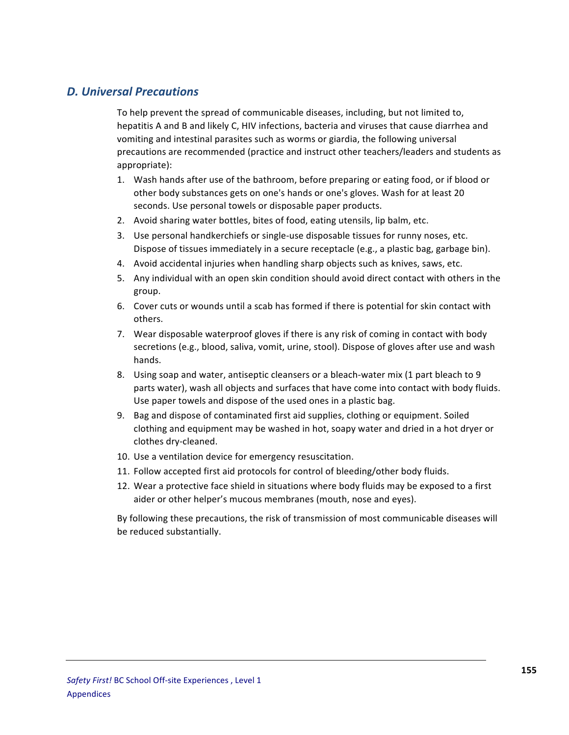## *D. Universal Precautions*

To help prevent the spread of communicable diseases, including, but not limited to, hepatitis A and B and likely C, HIV infections, bacteria and viruses that cause diarrhea and vomiting and intestinal parasites such as worms or giardia, the following universal precautions are recommended (practice and instruct other teachers/leaders and students as appropriate):

1. Wash hands after use of the bathroom, before preparing or eating food, or if blood or other body substances gets on one's hands or one's gloves. Wash for at least 20 seconds. Use personal towels or disposable paper products.
2. Avoid sharing water bottles, bites of food, eating utensils, lip balm, etc.
3. Use personal handkerchiefs or single-use disposable tissues for runny noses, etc. Dispose of tissues immediately in a secure receptacle (e.g., a plastic bag, garbage bin).
4. Avoid accidental injuries when handling sharp objects such as knives, saws, etc.
5. Any individual with an open skin condition should avoid direct contact with others in the group.
6. Cover cuts or wounds until a scab has formed if there is potential for skin contact with others.
7. Wear disposable waterproof gloves if there is any risk of coming in contact with body secretions (e.g., blood, saliva, vomit, urine, stool). Dispose of gloves after use and wash hands.
8. Using soap and water, antiseptic cleansers or a bleach-water mix (1 part bleach to 9 parts water), wash all objects and surfaces that have come into contact with body fluids. Use paper towels and dispose of the used ones in a plastic bag.
9. Bag and dispose of contaminated first aid supplies, clothing or equipment. Soiled clothing and equipment may be washed in hot, soapy water and dried in a hot dryer or clothes dry-cleaned.
10. Use a ventilation device for emergency resuscitation.
11. Follow accepted first aid protocols for control of bleeding/other body fluids.
12. Wear a protective face shield in situations where body fluids may be exposed to a first aider or other helper's mucous membranes (mouth, nose and eyes).

By following these precautions, the risk of transmission of most communicable diseases will be reduced substantially.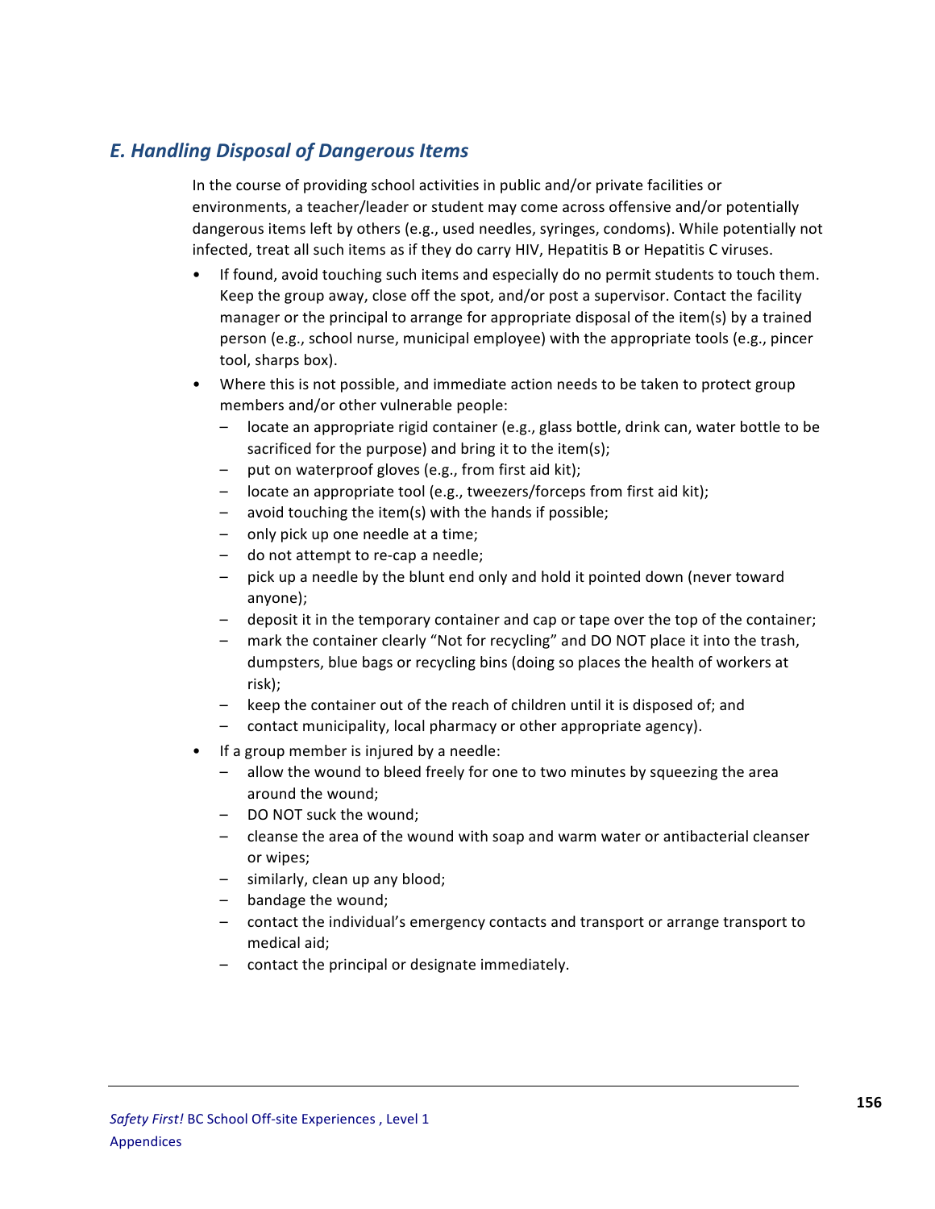## *E. Handling Disposal of Dangerous Items*

In the course of providing school activities in public and/or private facilities or environments, a teacher/leader or student may come across offensive and/or potentially dangerous items left by others (e.g., used needles, syringes, condoms). While potentially not infected, treat all such items as if they do carry HIV, Hepatitis B or Hepatitis C viruses.

- If found, avoid touching such items and especially do no permit students to touch them. Keep the group away, close off the spot, and/or post a supervisor. Contact the facility manager or the principal to arrange for appropriate disposal of the item(s) by a trained person (e.g., school nurse, municipal employee) with the appropriate tools (e.g., pincer tool, sharps box).
- Where this is not possible, and immediate action needs to be taken to protect group members and/or other vulnerable people:
  - locate an appropriate rigid container (e.g., glass bottle, drink can, water bottle to be sacrificed for the purpose) and bring it to the item(s);
  - put on waterproof gloves (e.g., from first aid kit);
  - locate an appropriate tool (e.g., tweezers/forceps from first aid kit);
  - avoid touching the item(s) with the hands if possible;
  - only pick up one needle at a time;
  - do not attempt to re-cap a needle;
  - pick up a needle by the blunt end only and hold it pointed down (never toward anyone);
  - deposit it in the temporary container and cap or tape over the top of the container;
  - mark the container clearly "Not for recycling" and DO NOT place it into the trash, dumpsters, blue bags or recycling bins (doing so places the health of workers at risk);
  - keep the container out of the reach of children until it is disposed of; and
  - contact municipality, local pharmacy or other appropriate agency).
- If a group member is injured by a needle:
  - allow the wound to bleed freely for one to two minutes by squeezing the area around the wound;
  - DO NOT suck the wound;
  - cleanse the area of the wound with soap and warm water or antibacterial cleanser or wipes;
  - similarly, clean up any blood;
  - bandage the wound;
  - contact the individual's emergency contacts and transport or arrange transport to medical aid;
  - contact the principal or designate immediately.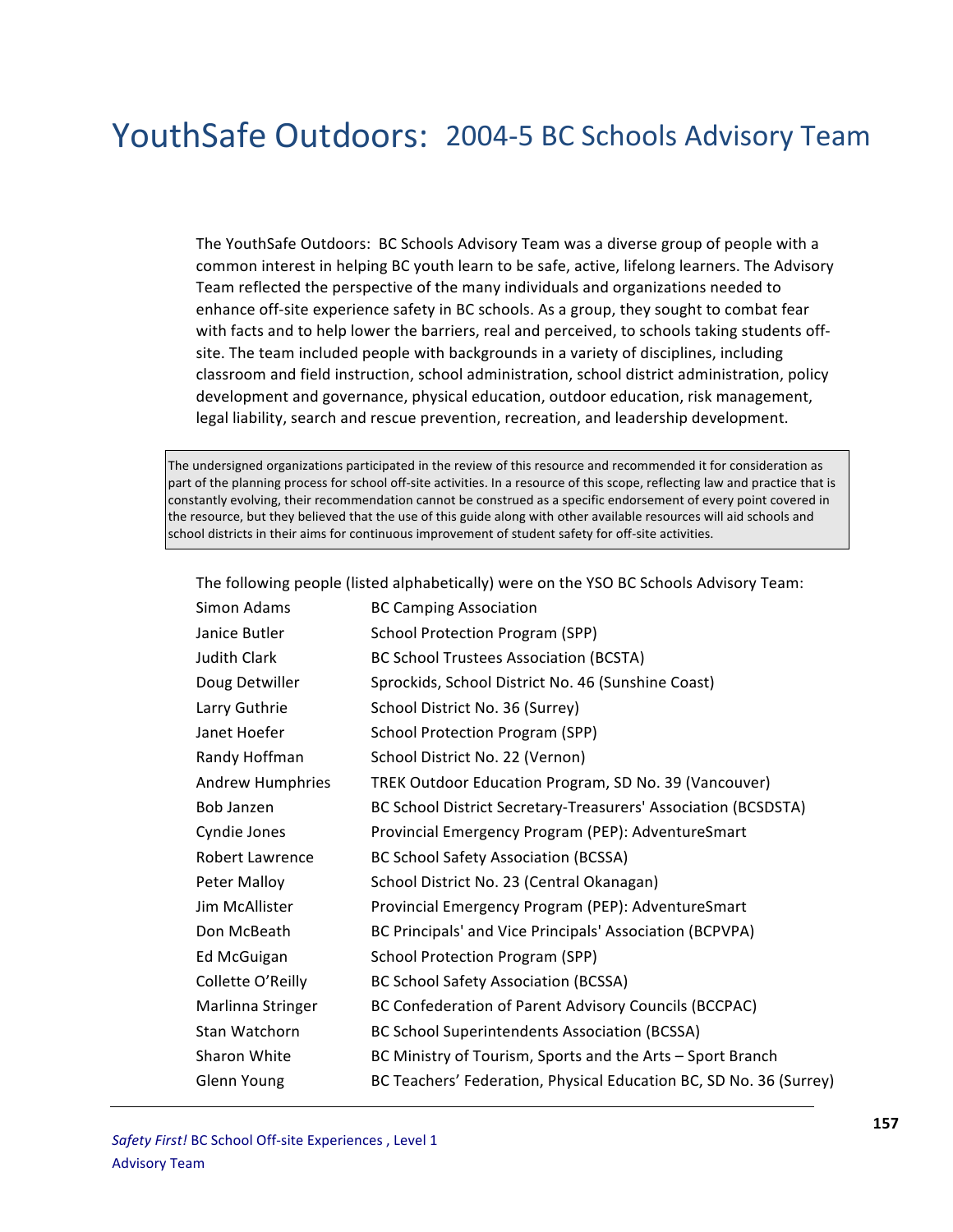# YouthSafe Outdoors: 2004-5 BC Schools Advisory Team

The YouthSafe Outdoors: BC Schools Advisory Team was a diverse group of people with a common interest in helping BC youth learn to be safe, active, lifelong learners. The Advisory Team reflected the perspective of the many individuals and organizations needed to enhance off-site experience safety in BC schools. As a group, they sought to combat fear with facts and to help lower the barriers, real and perceived, to schools taking students off-site. The team included people with backgrounds in a variety of disciplines, including classroom and field instruction, school administration, school district administration, policy development and governance, physical education, outdoor education, risk management, legal liability, search and rescue prevention, recreation, and leadership development.

> The undersigned organizations participated in the review of this resource and recommended it for consideration as part of the planning process for school off-site activities. In a resource of this scope, reflecting law and practice that is constantly evolving, their recommendation cannot be construed as a specific endorsement of every point covered in the resource, but they believed that the use of this guide along with other available resources will aid schools and school districts in their aims for continuous improvement of student safety for off-site activities.

The following people (listed alphabetically) were on the YSO BC Schools Advisory Team:

| | |
|---|---|
| Simon Adams | BC Camping Association |
| Janice Butler | School Protection Program (SPP) |
| Judith Clark | BC School Trustees Association (BCSTA) |
| Doug Detwiller | Sprockids, School District No. 46 (Sunshine Coast) |
| Larry Guthrie | School District No. 36 (Surrey) |
| Janet Hoefer | School Protection Program (SPP) |
| Randy Hoffman | School District No. 22 (Vernon) |
| Andrew Humphries | TREK Outdoor Education Program, SD No. 39 (Vancouver) |
| Bob Janzen | BC School District Secretary-Treasurers' Association (BCSDSTA) |
| Cyndie Jones | Provincial Emergency Program (PEP): AdventureSmart |
| Robert Lawrence | BC School Safety Association (BCSSA) |
| Peter Malloy | School District No. 23 (Central Okanagan) |
| Jim McAllister | Provincial Emergency Program (PEP): AdventureSmart |
| Don McBeath | BC Principals' and Vice Principals' Association (BCPVPA) |
| Ed McGuigan | School Protection Program (SPP) |
| Collette O'Reilly | BC School Safety Association (BCSSA) |
| Marlinna Stringer | BC Confederation of Parent Advisory Councils (BCCPAC) |
| Stan Watchorn | BC School Superintendents Association (BCSSA) |
| Sharon White | BC Ministry of Tourism, Sports and the Arts – Sport Branch |
| Glenn Young | BC Teachers' Federation, Physical Education BC, SD No. 36 (Surrey) |